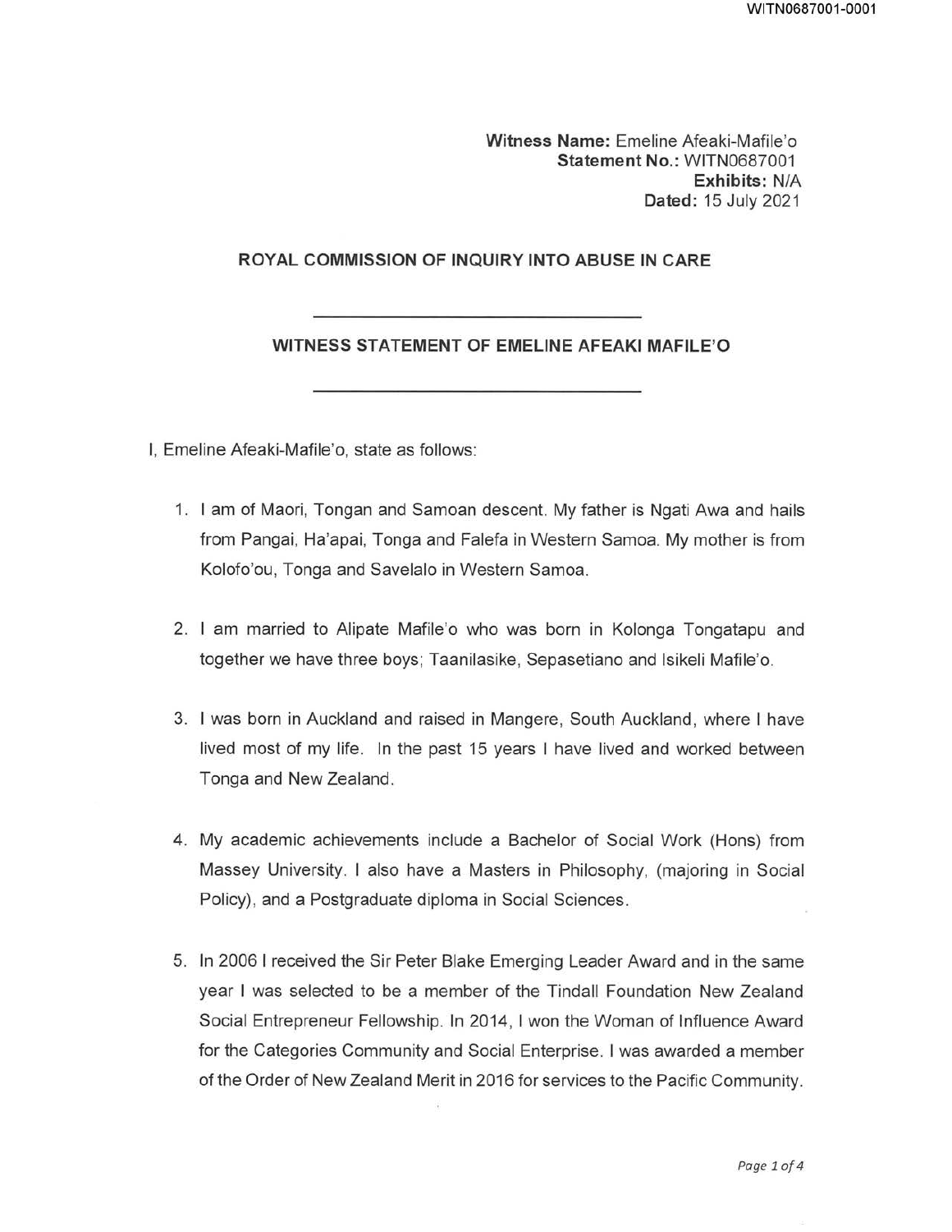**Witness Name:** Emeline Afeaki-Mafile'o
**Statement No.:** WITN0687001
**Exhibits:** N/A
**Dated:** 15 July 2021

## ROYAL COMMISSION OF INQUIRY INTO ABUSE IN CARE

---

## WITNESS STATEMENT OF EMELINE AFEAKI MAFILE'O

---

I, Emeline Afeaki-Mafile'o, state as follows:

1. I am of Maori, Tongan and Samoan descent. My father is Ngati Awa and hails from Pangai, Ha'apai, Tonga and Falefa in Western Samoa. My mother is from Kolofo'ou, Tonga and Savelalo in Western Samoa.

2. I am married to Alipate Mafile'o who was born in Kolonga Tongatapu and together we have three boys; Taanilasike, Sepasetiano and Isikeli Mafile'o.

3. I was born in Auckland and raised in Mangere, South Auckland, where I have lived most of my life. In the past 15 years I have lived and worked between Tonga and New Zealand.

4. My academic achievements include a Bachelor of Social Work (Hons) from Massey University. I also have a Masters in Philosophy, (majoring in Social Policy), and a Postgraduate diploma in Social Sciences.

5. In 2006 I received the Sir Peter Blake Emerging Leader Award and in the same year I was selected to be a member of the Tindall Foundation New Zealand Social Entrepreneur Fellowship. In 2014, I won the Woman of Influence Award for the Categories Community and Social Enterprise. I was awarded a member of the Order of New Zealand Merit in 2016 for services to the Pacific Community.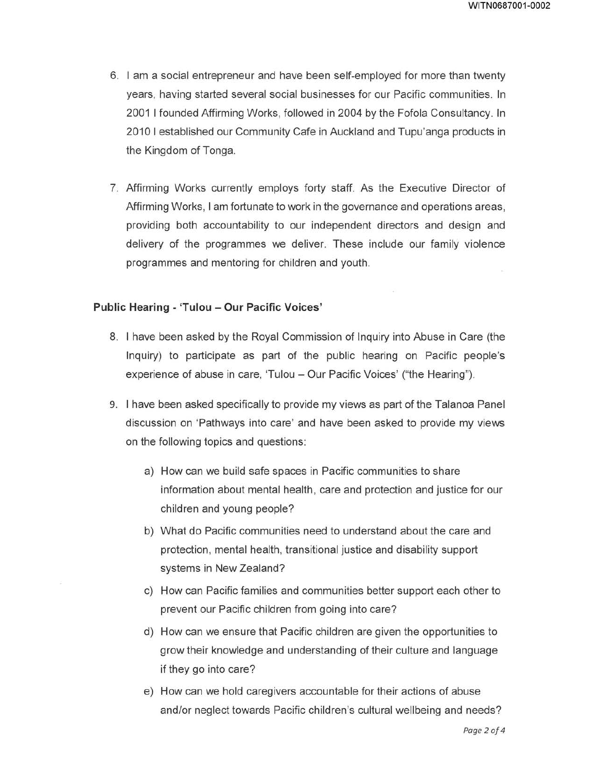6. I am a social entrepreneur and have been self-employed for more than twenty years, having started several social businesses for our Pacific communities. In 2001 I founded Affirming Works, followed in 2004 by the Fofola Consultancy. In 2010 I established our Community Cafe in Auckland and Tupu'anga products in the Kingdom of Tonga.

7. Affirming Works currently employs forty staff. As the Executive Director of Affirming Works, I am fortunate to work in the governance and operations areas, providing both accountability to our independent directors and design and delivery of the programmes we deliver. These include our family violence programmes and mentoring for children and youth.

### Public Hearing - 'Tulou – Our Pacific Voices'

8. I have been asked by the Royal Commission of Inquiry into Abuse in Care (the Inquiry) to participate as part of the public hearing on Pacific people's experience of abuse in care, 'Tulou – Our Pacific Voices' ("the Hearing").

9. I have been asked specifically to provide my views as part of the Talanoa Panel discussion on 'Pathways into care' and have been asked to provide my views on the following topics and questions:

   a) How can we build safe spaces in Pacific communities to share information about mental health, care and protection and justice for our children and young people?

   b) What do Pacific communities need to understand about the care and protection, mental health, transitional justice and disability support systems in New Zealand?

   c) How can Pacific families and communities better support each other to prevent our Pacific children from going into care?

   d) How can we ensure that Pacific children are given the opportunities to grow their knowledge and understanding of their culture and language if they go into care?

   e) How can we hold caregivers accountable for their actions of abuse and/or neglect towards Pacific children's cultural wellbeing and needs?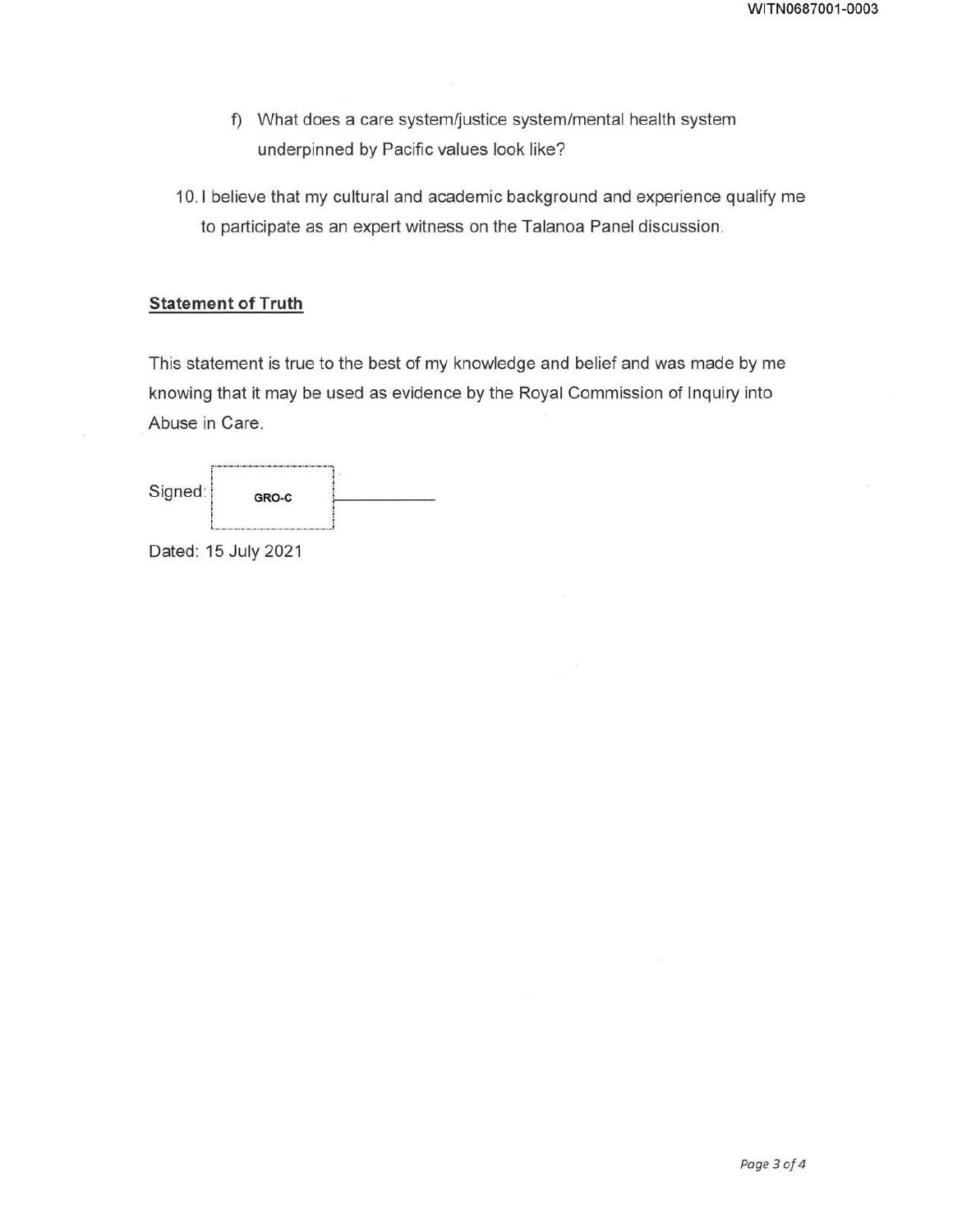f) What does a care system/justice system/mental health system underpinned by Pacific values look like?

10. I believe that my cultural and academic background and experience qualify me to participate as an expert witness on the Talanoa Panel discussion.

**Statement of Truth**

This statement is true to the best of my knowledge and belief and was made by me knowing that it may be used as evidence by the Royal Commission of Inquiry into Abuse in Care.

Signed: GRO-C

Dated: 15 July 2021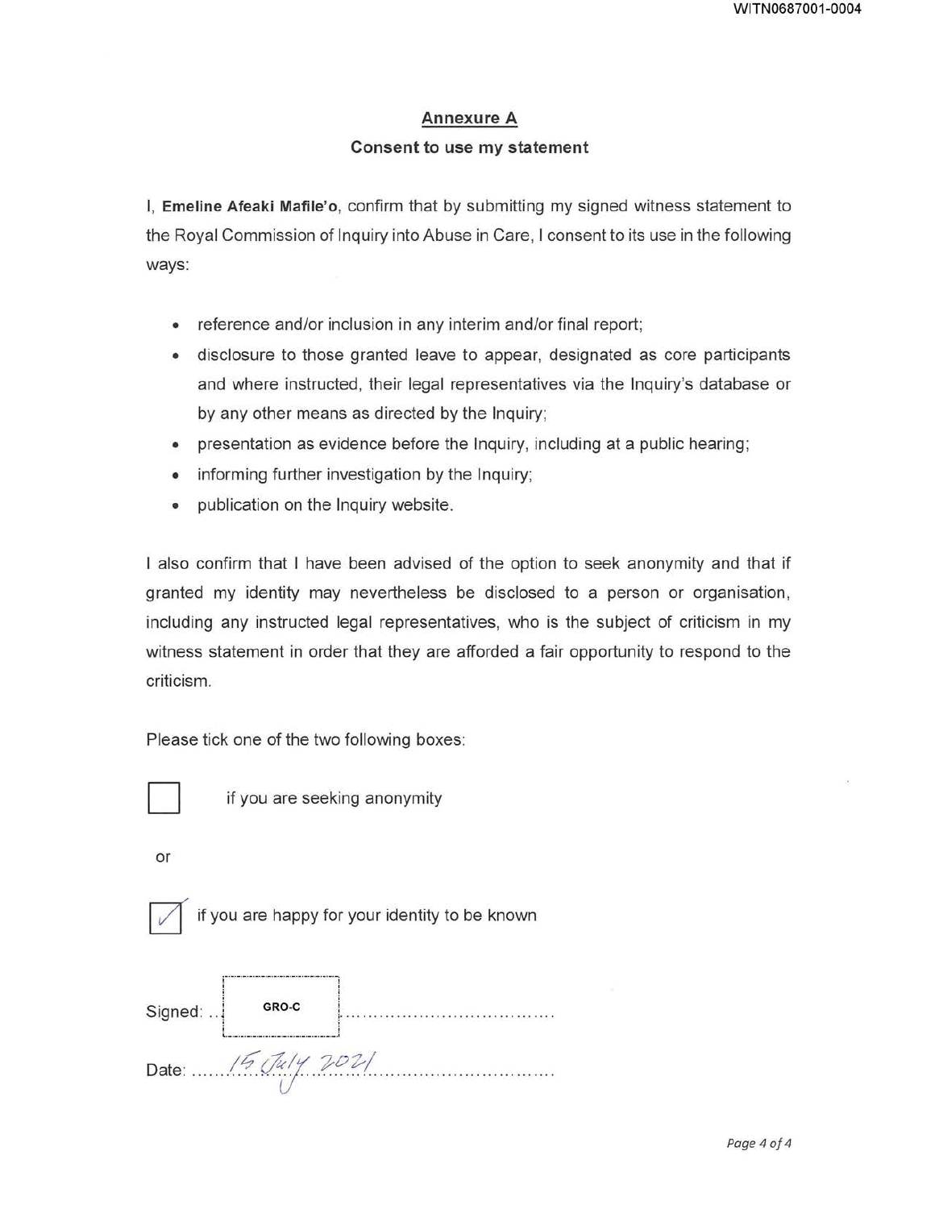## Annexure A

### Consent to use my statement

I, **Emeline Afeaki Mafile'o**, confirm that by submitting my signed witness statement to the Royal Commission of Inquiry into Abuse in Care, I consent to its use in the following ways:

- reference and/or inclusion in any interim and/or final report;
- disclosure to those granted leave to appear, designated as core participants and where instructed, their legal representatives via the Inquiry's database or by any other means as directed by the Inquiry;
- presentation as evidence before the Inquiry, including at a public hearing;
- informing further investigation by the Inquiry;
- publication on the Inquiry website.

I also confirm that I have been advised of the option to seek anonymity and that if granted my identity may nevertheless be disclosed to a person or organisation, including any instructed legal representatives, who is the subject of criticism in my witness statement in order that they are afforded a fair opportunity to respond to the criticism.

Please tick one of the two following boxes:

☐ if you are seeking anonymity

or

☑ if you are happy for your identity to be known

Signed: GRO-C

Date: 15 July 2021